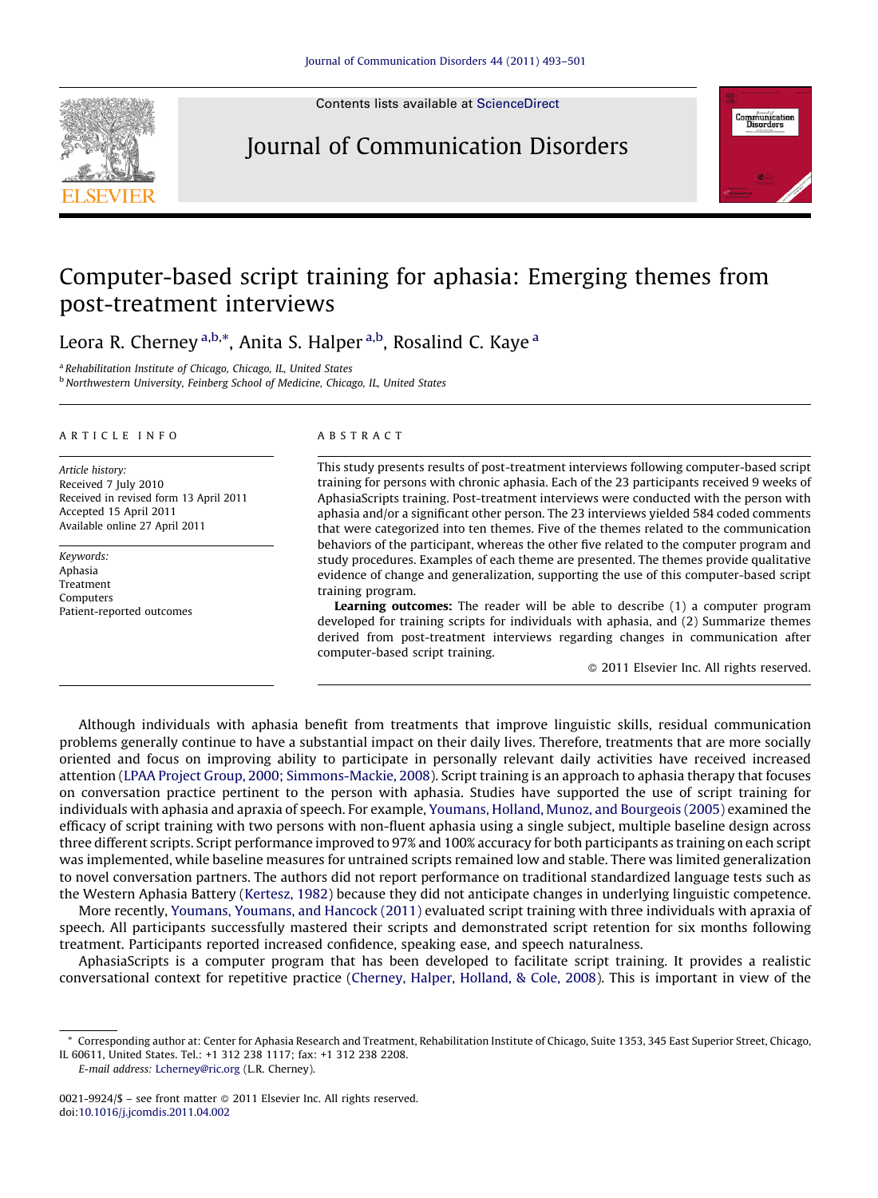# Computer-based script training for aphasia: Emerging themes from post-treatment interviews

Leora R. Cherney[a,b,*], Anita S. Halper[a,b], Rosalind C. Kaye[a]

[a] Rehabilitation Institute of Chicago, Chicago, IL, United States
[b] Northwestern University, Feinberg School of Medicine, Chicago, IL, United States

## ARTICLE INFO

*Article history:*
Received 7 July 2010
Received in revised form 13 April 2011
Accepted 15 April 2011
Available online 27 April 2011

*Keywords:*
Aphasia
Treatment
Computers
Patient-reported outcomes

## ABSTRACT

This study presents results of post-treatment interviews following computer-based script training for persons with chronic aphasia. Each of the 23 participants received 9 weeks of AphasiaScripts training. Post-treatment interviews were conducted with the person with aphasia and/or a significant other person. The 23 interviews yielded 584 coded comments that were categorized into ten themes. Five of the themes related to the communication behaviors of the participant, whereas the other five related to the computer program and study procedures. Examples of each theme are presented. The themes provide qualitative evidence of change and generalization, supporting the use of this computer-based script training program.

**Learning outcomes:** The reader will be able to describe (1) a computer program developed for training scripts for individuals with aphasia, and (2) Summarize themes derived from post-treatment interviews regarding changes in communication after computer-based script training.

© 2011 Elsevier Inc. All rights reserved.

Although individuals with aphasia benefit from treatments that improve linguistic skills, residual communication problems generally continue to have a substantial impact on their daily lives. Therefore, treatments that are more socially oriented and focus on improving ability to participate in personally relevant daily activities have received increased attention (LPAA Project Group, 2000; Simmons-Mackie, 2008). Script training is an approach to aphasia therapy that focuses on conversation practice pertinent to the person with aphasia. Studies have supported the use of script training for individuals with aphasia and apraxia of speech. For example, Youmans, Holland, Munoz, and Bourgeois (2005) examined the efficacy of script training with two persons with non-fluent aphasia using a single subject, multiple baseline design across three different scripts. Script performance improved to 97% and 100% accuracy for both participants as training on each script was implemented, while baseline measures for untrained scripts remained low and stable. There was limited generalization to novel conversation partners. The authors did not report performance on traditional standardized language tests such as the Western Aphasia Battery (Kertesz, 1982) because they did not anticipate changes in underlying linguistic competence.

More recently, Youmans, Youmans, and Hancock (2011) evaluated script training with three individuals with apraxia of speech. All participants successfully mastered their scripts and demonstrated script retention for six months following treatment. Participants reported increased confidence, speaking ease, and speech naturalness.

AphasiaScripts is a computer program that has been developed to facilitate script training. It provides a realistic conversational context for repetitive practice (Cherney, Halper, Holland, & Cole, 2008). This is important in view of the

\* Corresponding author at: Center for Aphasia Research and Treatment, Rehabilitation Institute of Chicago, Suite 1353, 345 East Superior Street, Chicago, IL 60611, United States. Tel.: +1 312 238 1117; fax: +1 312 238 2208.
*E-mail address:* Lcherney@ric.org (L.R. Cherney).

0021-9924/$ – see front matter © 2011 Elsevier Inc. All rights reserved.
doi:10.1016/j.jcomdis.2011.04.002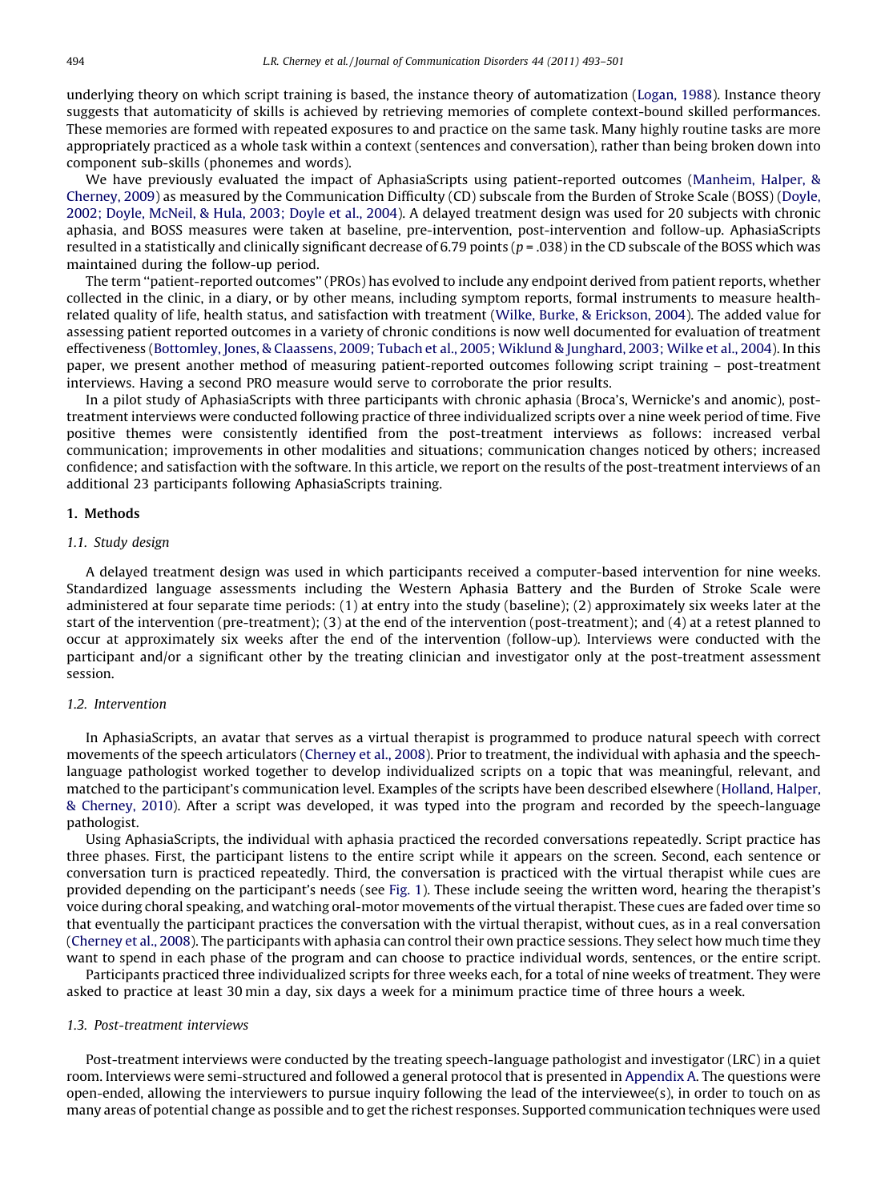underlying theory on which script training is based, the instance theory of automatization (Logan, 1988). Instance theory suggests that automaticity of skills is achieved by retrieving memories of complete context-bound skilled performances. These memories are formed with repeated exposures to and practice on the same task. Many highly routine tasks are more appropriately practiced as a whole task within a context (sentences and conversation), rather than being broken down into component sub-skills (phonemes and words).

We have previously evaluated the impact of AphasiaScripts using patient-reported outcomes (Manheim, Halper, & Cherney, 2009) as measured by the Communication Difficulty (CD) subscale from the Burden of Stroke Scale (BOSS) (Doyle, 2002; Doyle, McNeil, & Hula, 2003; Doyle et al., 2004). A delayed treatment design was used for 20 subjects with chronic aphasia, and BOSS measures were taken at baseline, pre-intervention, post-intervention and follow-up. AphasiaScripts resulted in a statistically and clinically significant decrease of 6.79 points ($p = .038$) in the CD subscale of the BOSS which was maintained during the follow-up period.

The term ''patient-reported outcomes'' (PROs) has evolved to include any endpoint derived from patient reports, whether collected in the clinic, in a diary, or by other means, including symptom reports, formal instruments to measure health-related quality of life, health status, and satisfaction with treatment (Wilke, Burke, & Erickson, 2004). The added value for assessing patient reported outcomes in a variety of chronic conditions is now well documented for evaluation of treatment effectiveness (Bottomley, Jones, & Claassens, 2009; Tubach et al., 2005; Wiklund & Junghard, 2003; Wilke et al., 2004). In this paper, we present another method of measuring patient-reported outcomes following script training – post-treatment interviews. Having a second PRO measure would serve to corroborate the prior results.

In a pilot study of AphasiaScripts with three participants with chronic aphasia (Broca's, Wernicke's and anomic), post-treatment interviews were conducted following practice of three individualized scripts over a nine week period of time. Five positive themes were consistently identified from the post-treatment interviews as follows: increased verbal communication; improvements in other modalities and situations; communication changes noticed by others; increased confidence; and satisfaction with the software. In this article, we report on the results of the post-treatment interviews of an additional 23 participants following AphasiaScripts training.

## 1. Methods

### 1.1. Study design

A delayed treatment design was used in which participants received a computer-based intervention for nine weeks. Standardized language assessments including the Western Aphasia Battery and the Burden of Stroke Scale were administered at four separate time periods: (1) at entry into the study (baseline); (2) approximately six weeks later at the start of the intervention (pre-treatment); (3) at the end of the intervention (post-treatment); and (4) at a retest planned to occur at approximately six weeks after the end of the intervention (follow-up). Interviews were conducted with the participant and/or a significant other by the treating clinician and investigator only at the post-treatment assessment session.

### 1.2. Intervention

In AphasiaScripts, an avatar that serves as a virtual therapist is programmed to produce natural speech with correct movements of the speech articulators (Cherney et al., 2008). Prior to treatment, the individual with aphasia and the speech-language pathologist worked together to develop individualized scripts on a topic that was meaningful, relevant, and matched to the participant's communication level. Examples of the scripts have been described elsewhere (Holland, Halper, & Cherney, 2010). After a script was developed, it was typed into the program and recorded by the speech-language pathologist.

Using AphasiaScripts, the individual with aphasia practiced the recorded conversations repeatedly. Script practice has three phases. First, the participant listens to the entire script while it appears on the screen. Second, each sentence or conversation turn is practiced repeatedly. Third, the conversation is practiced with the virtual therapist while cues are provided depending on the participant's needs (see Fig. 1). These include seeing the written word, hearing the therapist's voice during choral speaking, and watching oral-motor movements of the virtual therapist. These cues are faded over time so that eventually the participant practices the conversation with the virtual therapist, without cues, as in a real conversation (Cherney et al., 2008). The participants with aphasia can control their own practice sessions. They select how much time they want to spend in each phase of the program and can choose to practice individual words, sentences, or the entire script.

Participants practiced three individualized scripts for three weeks each, for a total of nine weeks of treatment. They were asked to practice at least 30 min a day, six days a week for a minimum practice time of three hours a week.

### 1.3. Post-treatment interviews

Post-treatment interviews were conducted by the treating speech-language pathologist and investigator (LRC) in a quiet room. Interviews were semi-structured and followed a general protocol that is presented in Appendix A. The questions were open-ended, allowing the interviewers to pursue inquiry following the lead of the interviewee(s), in order to touch on as many areas of potential change as possible and to get the richest responses. Supported communication techniques were used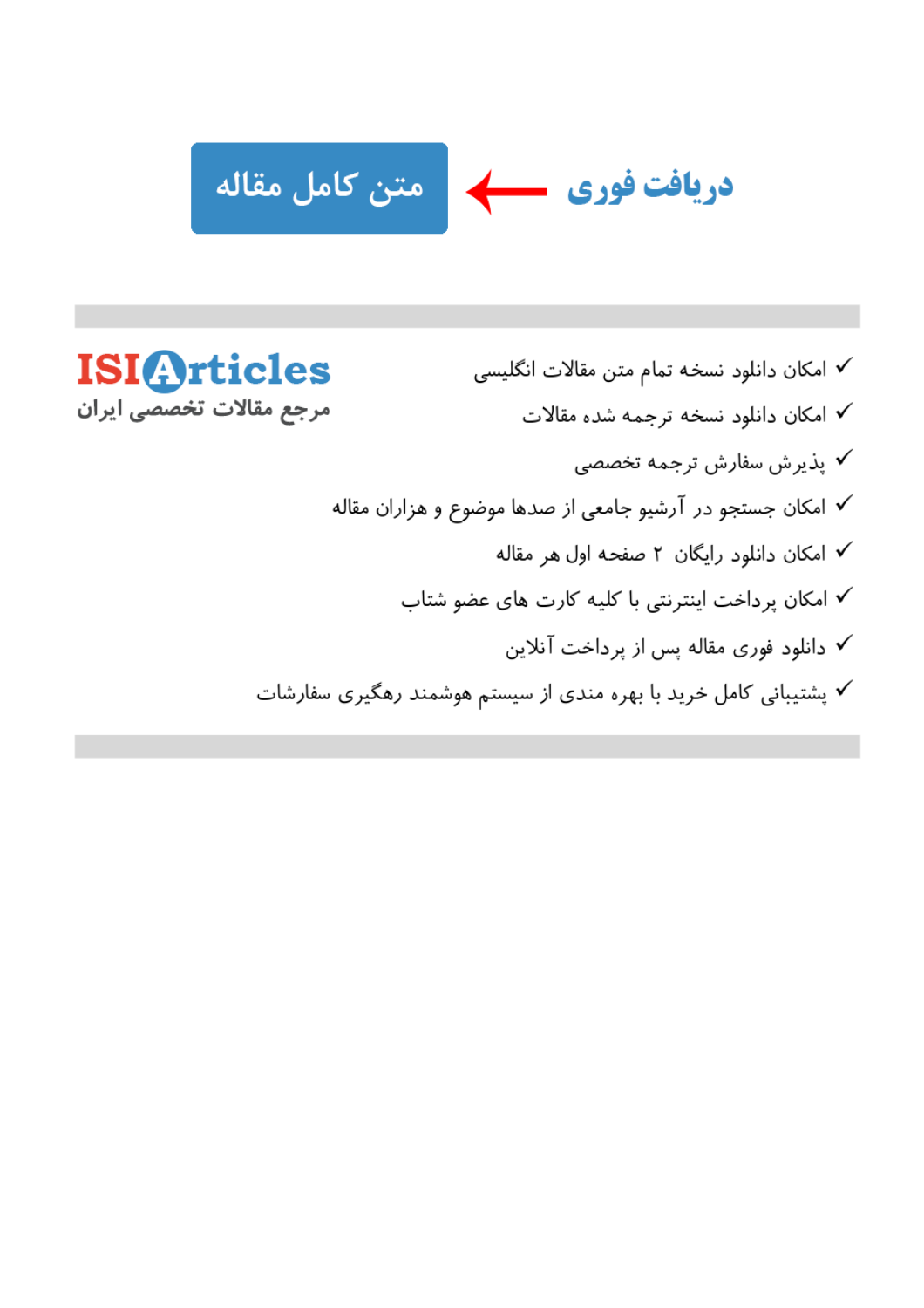دریافت فوری ← متن کامل مقاله

**ISIArticles**
مرجع مقالات تخصصی ایران

- ✓ امکان دانلود نسخه تمام متن مقالات انگلیسی
- ✓ امکان دانلود نسخه ترجمه شده مقالات
- ✓ پذیرش سفارش ترجمه تخصصی
- ✓ امکان جستجو در آرشیو جامعی از صدها موضوع و هزاران مقاله
- ✓ امکان دانلود رایگان ۲ صفحه اول هر مقاله
- ✓ امکان پرداخت اینترنتی با کلیه کارت های عضو شتاب
- ✓ دانلود فوری مقاله پس از پرداخت آنلاین
- ✓ پشتیبانی کامل خرید با بهره مندی از سیستم هوشمند رهگیری سفارشات